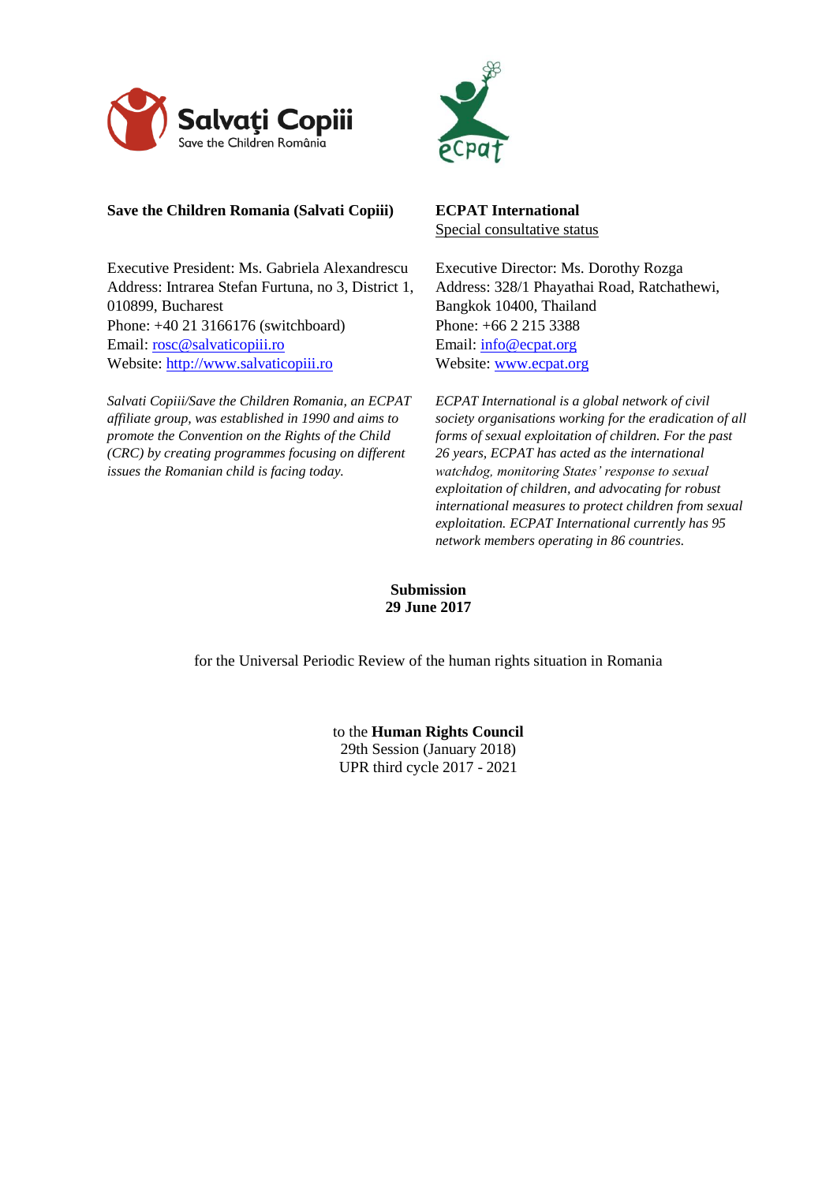**Save the Children Romania (Salvati Copiii)**

Executive President: Ms. Gabriela Alexandrescu
Address: Intrarea Stefan Furtuna, no 3, District 1, 010899, Bucharest
Phone: +40 21 3166176 (switchboard)
Email: rosc@salvaticopiii.ro
Website: http://www.salvaticopiii.ro

*Salvati Copiii/Save the Children Romania, an ECPAT affiliate group, was established in 1990 and aims to promote the Convention on the Rights of the Child (CRC) by creating programmes focusing on different issues the Romanian child is facing today.*

**ECPAT International**
Special consultative status

Executive Director: Ms. Dorothy Rozga
Address: 328/1 Phayathai Road, Ratchathewi, Bangkok 10400, Thailand
Phone: +66 2 215 3388
Email: info@ecpat.org
Website: www.ecpat.org

*ECPAT International is a global network of civil society organisations working for the eradication of all forms of sexual exploitation of children. For the past 26 years, ECPAT has acted as the international watchdog, monitoring States' response to sexual exploitation of children, and advocating for robust international measures to protect children from sexual exploitation. ECPAT International currently has 95 network members operating in 86 countries.*

**Submission**
**29 June 2017**

for the Universal Periodic Review of the human rights situation in Romania

to the **Human Rights Council**
29th Session (January 2018)
UPR third cycle 2017 - 2021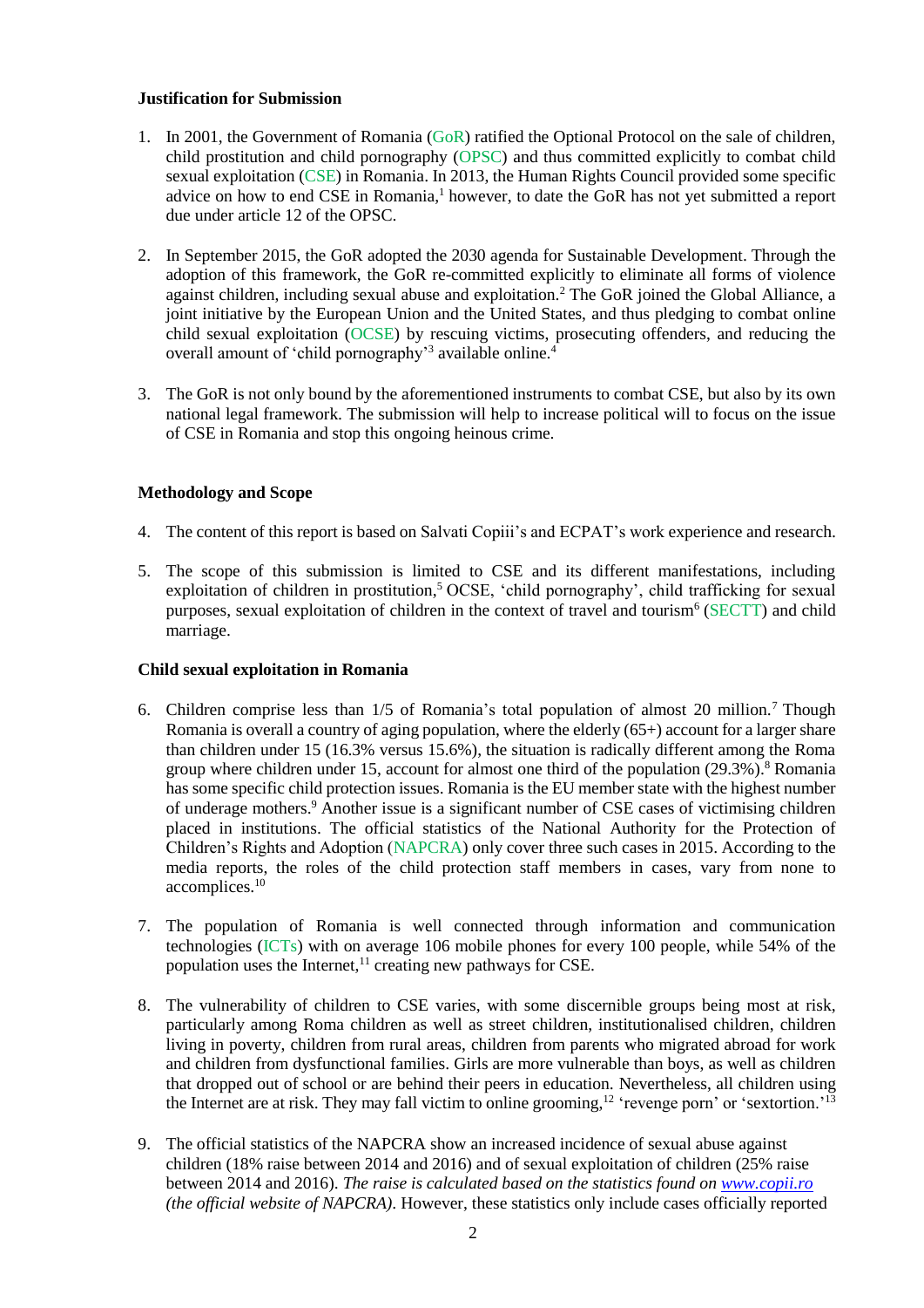**Justification for Submission**

1. In 2001, the Government of Romania (GoR) ratified the Optional Protocol on the sale of children, child prostitution and child pornography (OPSC) and thus committed explicitly to combat child sexual exploitation (CSE) in Romania. In 2013, the Human Rights Council provided some specific advice on how to end CSE in Romania,[1] however, to date the GoR has not yet submitted a report due under article 12 of the OPSC.

2. In September 2015, the GoR adopted the 2030 agenda for Sustainable Development. Through the adoption of this framework, the GoR re-committed explicitly to eliminate all forms of violence against children, including sexual abuse and exploitation.[2] The GoR joined the Global Alliance, a joint initiative by the European Union and the United States, and thus pledging to combat online child sexual exploitation (OCSE) by rescuing victims, prosecuting offenders, and reducing the overall amount of 'child pornography'[3] available online.[4]

3. The GoR is not only bound by the aforementioned instruments to combat CSE, but also by its own national legal framework. The submission will help to increase political will to focus on the issue of CSE in Romania and stop this ongoing heinous crime.

**Methodology and Scope**

4. The content of this report is based on Salvati Copiii's and ECPAT's work experience and research.

5. The scope of this submission is limited to CSE and its different manifestations, including exploitation of children in prostitution,[5] OCSE, 'child pornography', child trafficking for sexual purposes, sexual exploitation of children in the context of travel and tourism[6] (SECTT) and child marriage.

**Child sexual exploitation in Romania**

6. Children comprise less than 1/5 of Romania's total population of almost 20 million.[7] Though Romania is overall a country of aging population, where the elderly (65+) account for a larger share than children under 15 (16.3% versus 15.6%), the situation is radically different among the Roma group where children under 15, account for almost one third of the population (29.3%).[8] Romania has some specific child protection issues. Romania is the EU member state with the highest number of underage mothers.[9] Another issue is a significant number of CSE cases of victimising children placed in institutions. The official statistics of the National Authority for the Protection of Children's Rights and Adoption (NAPCRA) only cover three such cases in 2015. According to the media reports, the roles of the child protection staff members in cases, vary from none to accomplices.[10]

7. The population of Romania is well connected through information and communication technologies (ICTs) with on average 106 mobile phones for every 100 people, while 54% of the population uses the Internet,[11] creating new pathways for CSE.

8. The vulnerability of children to CSE varies, with some discernible groups being most at risk, particularly among Roma children as well as street children, institutionalised children, children living in poverty, children from rural areas, children from parents who migrated abroad for work and children from dysfunctional families. Girls are more vulnerable than boys, as well as children that dropped out of school or are behind their peers in education. Nevertheless, all children using the Internet are at risk. They may fall victim to online grooming,[12] 'revenge porn' or 'sextortion.'[13]

9. The official statistics of the NAPCRA show an increased incidence of sexual abuse against children (18% raise between 2014 and 2016) and of sexual exploitation of children (25% raise between 2014 and 2016). *The raise is calculated based on the statistics found on [www.copii.ro](http://www.copii.ro) (the official website of NAPCRA).* However, these statistics only include cases officially reported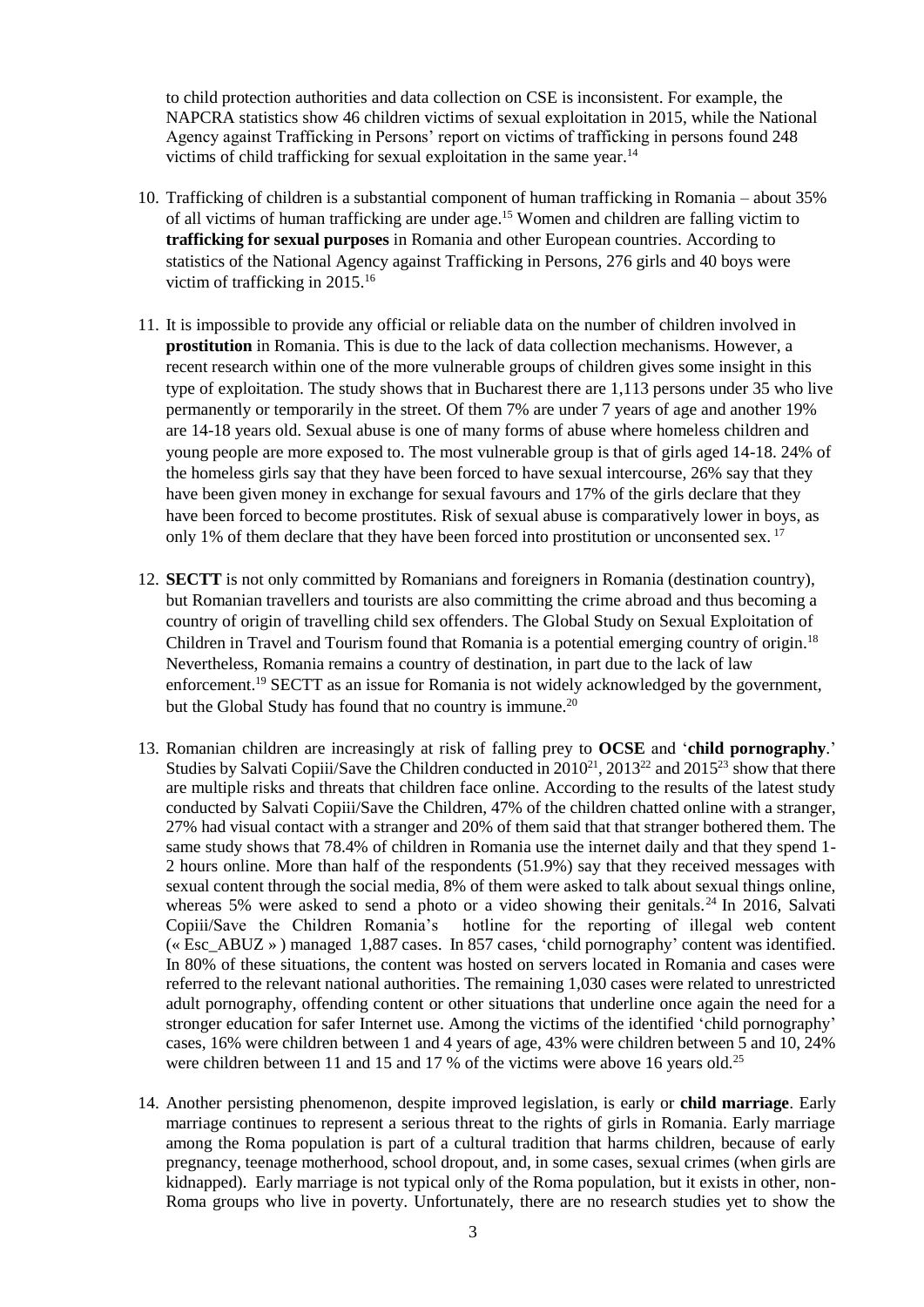to child protection authorities and data collection on CSE is inconsistent. For example, the NAPCRA statistics show 46 children victims of sexual exploitation in 2015, while the National Agency against Trafficking in Persons' report on victims of trafficking in persons found 248 victims of child trafficking for sexual exploitation in the same year.[14]

10. Trafficking of children is a substantial component of human trafficking in Romania – about 35% of all victims of human trafficking are under age.[15] Women and children are falling victim to **trafficking for sexual purposes** in Romania and other European countries. According to statistics of the National Agency against Trafficking in Persons, 276 girls and 40 boys were victim of trafficking in 2015.[16]

11. It is impossible to provide any official or reliable data on the number of children involved in **prostitution** in Romania. This is due to the lack of data collection mechanisms. However, a recent research within one of the more vulnerable groups of children gives some insight in this type of exploitation. The study shows that in Bucharest there are 1,113 persons under 35 who live permanently or temporarily in the street. Of them 7% are under 7 years of age and another 19% are 14-18 years old. Sexual abuse is one of many forms of abuse where homeless children and young people are more exposed to. The most vulnerable group is that of girls aged 14-18. 24% of the homeless girls say that they have been forced to have sexual intercourse, 26% say that they have been given money in exchange for sexual favours and 17% of the girls declare that they have been forced to become prostitutes. Risk of sexual abuse is comparatively lower in boys, as only 1% of them declare that they have been forced into prostitution or unconsented sex.[17]

12. **SECTT** is not only committed by Romanians and foreigners in Romania (destination country), but Romanian travellers and tourists are also committing the crime abroad and thus becoming a country of origin of travelling child sex offenders. The Global Study on Sexual Exploitation of Children in Travel and Tourism found that Romania is a potential emerging country of origin.[18] Nevertheless, Romania remains a country of destination, in part due to the lack of law enforcement.[19] SECTT as an issue for Romania is not widely acknowledged by the government, but the Global Study has found that no country is immune.[20]

13. Romanian children are increasingly at risk of falling prey to **OCSE** and '**child pornography**.' Studies by Salvati Copiii/Save the Children conducted in 2010[21], 2013[22] and 2015[23] show that there are multiple risks and threats that children face online. According to the results of the latest study conducted by Salvati Copiii/Save the Children, 47% of the children chatted online with a stranger, 27% had visual contact with a stranger and 20% of them said that that stranger bothered them. The same study shows that 78.4% of children in Romania use the internet daily and that they spend 1-2 hours online. More than half of the respondents (51.9%) say that they received messages with sexual content through the social media, 8% of them were asked to talk about sexual things online, whereas 5% were asked to send a photo or a video showing their genitals.[24] In 2016, Salvati Copiii/Save the Children Romania's hotline for the reporting of illegal web content (« Esc_ABUZ » ) managed 1,887 cases. In 857 cases, 'child pornography' content was identified. In 80% of these situations, the content was hosted on servers located in Romania and cases were referred to the relevant national authorities. The remaining 1,030 cases were related to unrestricted adult pornography, offending content or other situations that underline once again the need for a stronger education for safer Internet use. Among the victims of the identified 'child pornography' cases, 16% were children between 1 and 4 years of age, 43% were children between 5 and 10, 24% were children between 11 and 15 and 17 % of the victims were above 16 years old.[25]

14. Another persisting phenomenon, despite improved legislation, is early or **child marriage**. Early marriage continues to represent a serious threat to the rights of girls in Romania. Early marriage among the Roma population is part of a cultural tradition that harms children, because of early pregnancy, teenage motherhood, school dropout, and, in some cases, sexual crimes (when girls are kidnapped). Early marriage is not typical only of the Roma population, but it exists in other, non-Roma groups who live in poverty. Unfortunately, there are no research studies yet to show the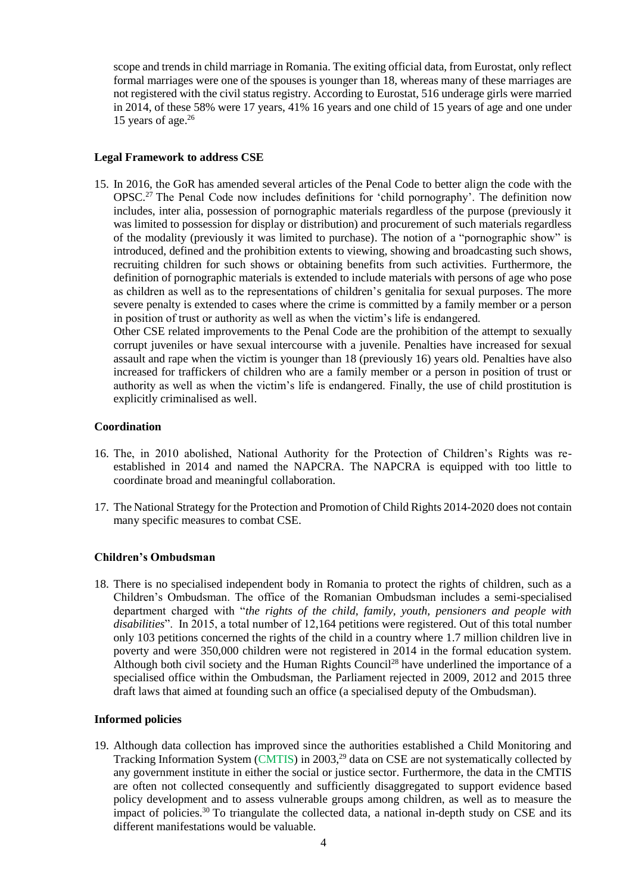scope and trends in child marriage in Romania. The exiting official data, from Eurostat, only reflect formal marriages were one of the spouses is younger than 18, whereas many of these marriages are not registered with the civil status registry. According to Eurostat, 516 underage girls were married in 2014, of these 58% were 17 years, 41% 16 years and one child of 15 years of age and one under 15 years of age.[26]

**Legal Framework to address CSE**

15. In 2016, the GoR has amended several articles of the Penal Code to better align the code with the OPSC.[27] The Penal Code now includes definitions for 'child pornography'. The definition now includes, inter alia, possession of pornographic materials regardless of the purpose (previously it was limited to possession for display or distribution) and procurement of such materials regardless of the modality (previously it was limited to purchase). The notion of a "pornographic show" is introduced, defined and the prohibition extents to viewing, showing and broadcasting such shows, recruiting children for such shows or obtaining benefits from such activities. Furthermore, the definition of pornographic materials is extended to include materials with persons of age who pose as children as well as to the representations of children's genitalia for sexual purposes. The more severe penalty is extended to cases where the crime is committed by a family member or a person in position of trust or authority as well as when the victim's life is endangered.
    Other CSE related improvements to the Penal Code are the prohibition of the attempt to sexually corrupt juveniles or have sexual intercourse with a juvenile. Penalties have increased for sexual assault and rape when the victim is younger than 18 (previously 16) years old. Penalties have also increased for traffickers of children who are a family member or a person in position of trust or authority as well as when the victim's life is endangered. Finally, the use of child prostitution is explicitly criminalised as well.

**Coordination**

16. The, in 2010 abolished, National Authority for the Protection of Children's Rights was re-established in 2014 and named the NAPCRA. The NAPCRA is equipped with too little to coordinate broad and meaningful collaboration.

17. The National Strategy for the Protection and Promotion of Child Rights 2014-2020 does not contain many specific measures to combat CSE.

**Children's Ombudsman**

18. There is no specialised independent body in Romania to protect the rights of children, such as a Children's Ombudsman. The office of the Romanian Ombudsman includes a semi-specialised department charged with "*the rights of the child, family, youth, pensioners and people with disabilities*". In 2015, a total number of 12,164 petitions were registered. Out of this total number only 103 petitions concerned the rights of the child in a country where 1.7 million children live in poverty and were 350,000 children were not registered in 2014 in the formal education system. Although both civil society and the Human Rights Council[28] have underlined the importance of a specialised office within the Ombudsman, the Parliament rejected in 2009, 2012 and 2015 three draft laws that aimed at founding such an office (a specialised deputy of the Ombudsman).

**Informed policies**

19. Although data collection has improved since the authorities established a Child Monitoring and Tracking Information System (CMTIS) in 2003,[29] data on CSE are not systematically collected by any government institute in either the social or justice sector. Furthermore, the data in the CMTIS are often not collected consequently and sufficiently disaggregated to support evidence based policy development and to assess vulnerable groups among children, as well as to measure the impact of policies.[30] To triangulate the collected data, a national in-depth study on CSE and its different manifestations would be valuable.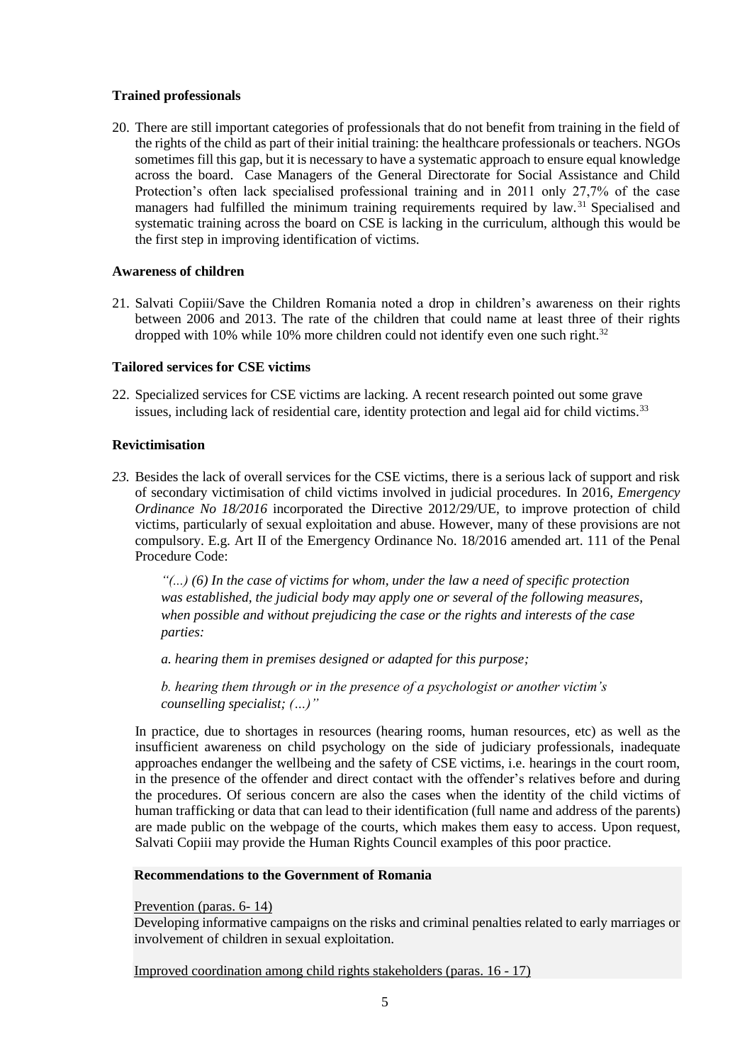**Trained professionals**

20. There are still important categories of professionals that do not benefit from training in the field of the rights of the child as part of their initial training: the healthcare professionals or teachers. NGOs sometimes fill this gap, but it is necessary to have a systematic approach to ensure equal knowledge across the board. Case Managers of the General Directorate for Social Assistance and Child Protection's often lack specialised professional training and in 2011 only 27,7% of the case managers had fulfilled the minimum training requirements required by law.[31] Specialised and systematic training across the board on CSE is lacking in the curriculum, although this would be the first step in improving identification of victims.

**Awareness of children**

21. Salvati Copiii/Save the Children Romania noted a drop in children's awareness on their rights between 2006 and 2013. The rate of the children that could name at least three of their rights dropped with 10% while 10% more children could not identify even one such right.[32]

**Tailored services for CSE victims**

22. Specialized services for CSE victims are lacking. A recent research pointed out some grave issues, including lack of residential care, identity protection and legal aid for child victims.[33]

**Revictimisation**

*23.* Besides the lack of overall services for the CSE victims, there is a serious lack of support and risk of secondary victimisation of child victims involved in judicial procedures. In 2016, *Emergency Ordinance No 18/2016* incorporated the Directive 2012/29/UE, to improve protection of child victims, particularly of sexual exploitation and abuse. However, many of these provisions are not compulsory. E.g. Art II of the Emergency Ordinance No. 18/2016 amended art. 111 of the Penal Procedure Code:

> *"(...) (6) In the case of victims for whom, under the law a need of specific protection was established, the judicial body may apply one or several of the following measures, when possible and without prejudicing the case or the rights and interests of the case parties:*
>
> *a. hearing them in premises designed or adapted for this purpose;*
>
> *b. hearing them through or in the presence of a psychologist or another victim's counselling specialist; (…)"*

In practice, due to shortages in resources (hearing rooms, human resources, etc) as well as the insufficient awareness on child psychology on the side of judiciary professionals, inadequate approaches endanger the wellbeing and the safety of CSE victims, i.e. hearings in the court room, in the presence of the offender and direct contact with the offender's relatives before and during the procedures. Of serious concern are also the cases when the identity of the child victims of human trafficking or data that can lead to their identification (full name and address of the parents) are made public on the webpage of the courts, which makes them easy to access. Upon request, Salvati Copiii may provide the Human Rights Council examples of this poor practice.

**Recommendations to the Government of Romania**

Prevention (paras. 6- 14)

Developing informative campaigns on the risks and criminal penalties related to early marriages or involvement of children in sexual exploitation.

Improved coordination among child rights stakeholders (paras. 16 - 17)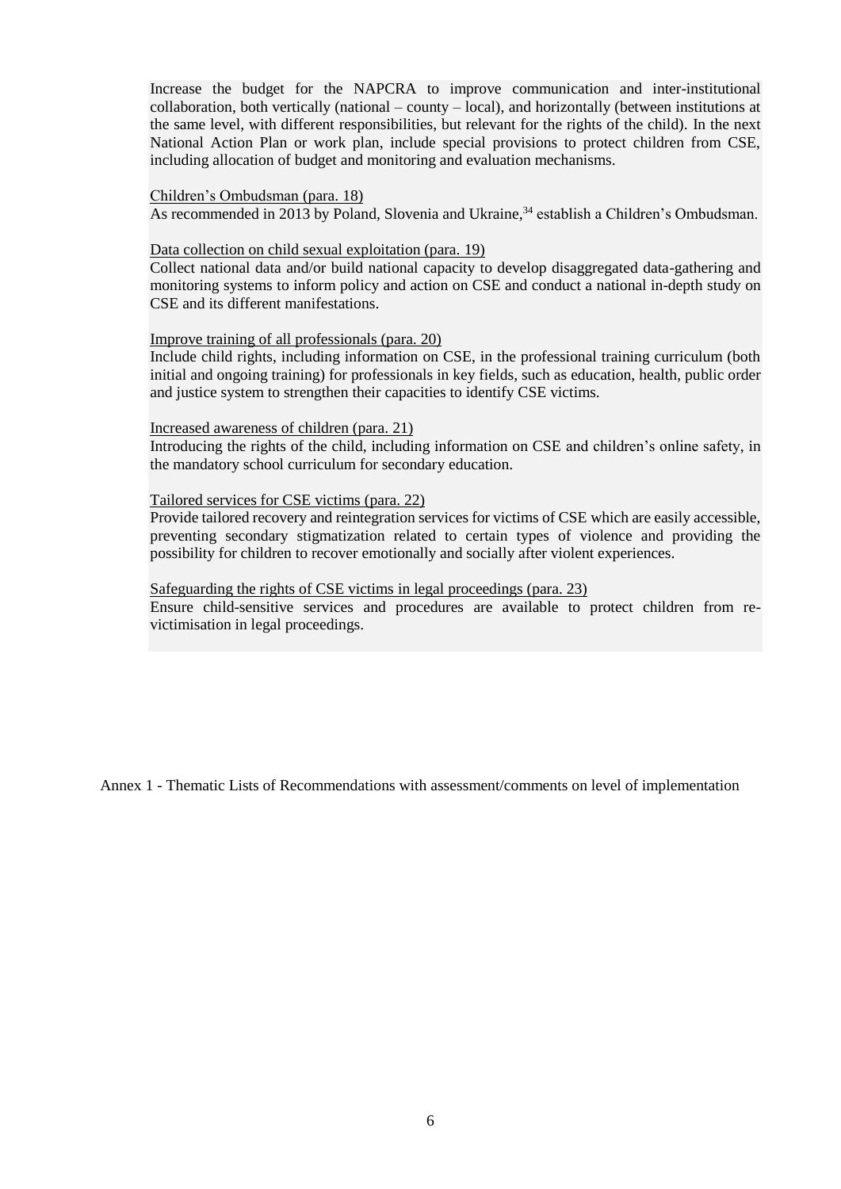Increase the budget for the NAPCRA to improve communication and inter-institutional collaboration, both vertically (national – county – local), and horizontally (between institutions at the same level, with different responsibilities, but relevant for the rights of the child). In the next National Action Plan or work plan, include special provisions to protect children from CSE, including allocation of budget and monitoring and evaluation mechanisms.

<u>Children's Ombudsman (para. 18)</u>
As recommended in 2013 by Poland, Slovenia and Ukraine,[34] establish a Children's Ombudsman.

<u>Data collection on child sexual exploitation (para. 19)</u>
Collect national data and/or build national capacity to develop disaggregated data-gathering and monitoring systems to inform policy and action on CSE and conduct a national in-depth study on CSE and its different manifestations.

<u>Improve training of all professionals (para. 20)</u>
Include child rights, including information on CSE, in the professional training curriculum (both initial and ongoing training) for professionals in key fields, such as education, health, public order and justice system to strengthen their capacities to identify CSE victims.

<u>Increased awareness of children (para. 21)</u>
Introducing the rights of the child, including information on CSE and children's online safety, in the mandatory school curriculum for secondary education.

<u>Tailored services for CSE victims (para. 22)</u>
Provide tailored recovery and reintegration services for victims of CSE which are easily accessible, preventing secondary stigmatization related to certain types of violence and providing the possibility for children to recover emotionally and socially after violent experiences.

<u>Safeguarding the rights of CSE victims in legal proceedings (para. 23)</u>
Ensure child-sensitive services and procedures are available to protect children from re-victimisation in legal proceedings.

Annex 1 - Thematic Lists of Recommendations with assessment/comments on level of implementation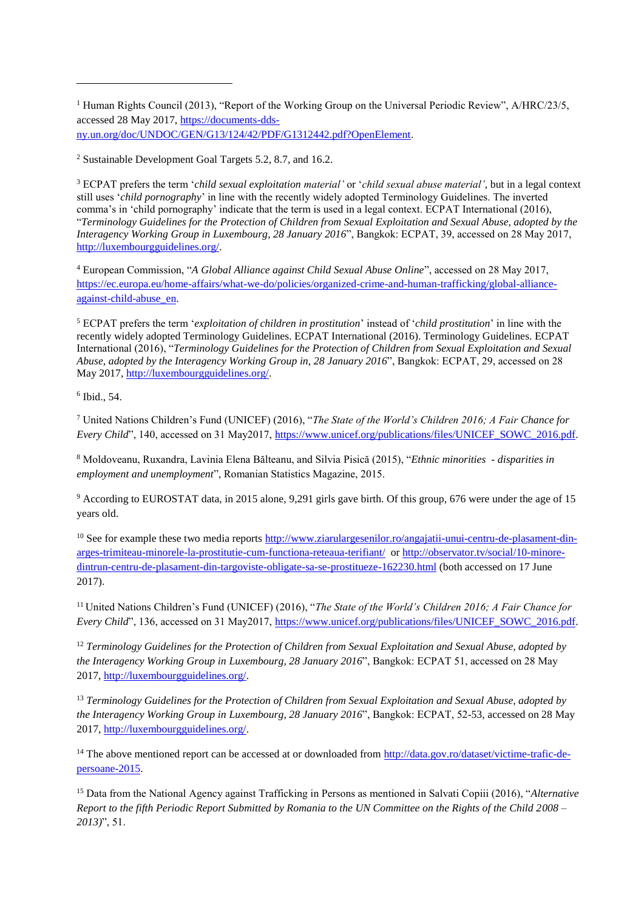[1] Human Rights Council (2013), "Report of the Working Group on the Universal Periodic Review", A/HRC/23/5, accessed 28 May 2017, https://documents-dds-ny.un.org/doc/UNDOC/GEN/G13/124/42/PDF/G1312442.pdf?OpenElement.

[2] Sustainable Development Goal Targets 5.2, 8.7, and 16.2.

[3] ECPAT prefers the term '*child sexual exploitation material'* or '*child sexual abuse material'*, but in a legal context still uses '*child pornography*' in line with the recently widely adopted Terminology Guidelines. The inverted comma's in 'child pornography' indicate that the term is used in a legal context. ECPAT International (2016), "*Terminology Guidelines for the Protection of Children from Sexual Exploitation and Sexual Abuse, adopted by the Interagency Working Group in Luxembourg, 28 January 2016*", Bangkok: ECPAT, 39, accessed on 28 May 2017, http://luxembourgguidelines.org/.

[4] European Commission, "*A Global Alliance against Child Sexual Abuse Online*", accessed on 28 May 2017, https://ec.europa.eu/home-affairs/what-we-do/policies/organized-crime-and-human-trafficking/global-alliance-against-child-abuse_en.

[5] ECPAT prefers the term '*exploitation of children in prostitution*' instead of '*child prostitution*' in line with the recently widely adopted Terminology Guidelines. ECPAT International (2016). Terminology Guidelines. ECPAT International (2016), "*Terminology Guidelines for the Protection of Children from Sexual Exploitation and Sexual Abuse, adopted by the Interagency Working Group in, 28 January 2016*", Bangkok: ECPAT, 29, accessed on 28 May 2017, http://luxembourgguidelines.org/.

[6] Ibid., 54.

[7] United Nations Children's Fund (UNICEF) (2016), "*The State of the World's Children 2016; A Fair Chance for Every Child*", 140, accessed on 31 May2017, https://www.unicef.org/publications/files/UNICEF_SOWC_2016.pdf.

[8] Moldoveanu, Ruxandra, Lavinia Elena Bălteanu, and Silvia Pisică (2015), "*Ethnic minorities - disparities in employment and unemployment*", Romanian Statistics Magazine, 2015.

[9] According to EUROSTAT data, in 2015 alone, 9,291 girls gave birth. Of this group, 676 were under the age of 15 years old.

[10] See for example these two media reports http://www.ziarulargesenilor.ro/angajatii-unui-centru-de-plasament-din-arges-trimiteau-minorele-la-prostitutie-cum-functiona-reteaua-terifiant/ or http://observator.tv/social/10-minore-dintrun-centru-de-plasament-din-targoviste-obligate-sa-se-prostitueze-162230.html (both accessed on 17 June 2017).

[11] United Nations Children's Fund (UNICEF) (2016), "*The State of the World's Children 2016; A Fair Chance for Every Child*", 136, accessed on 31 May2017, https://www.unicef.org/publications/files/UNICEF_SOWC_2016.pdf.

[12] *Terminology Guidelines for the Protection of Children from Sexual Exploitation and Sexual Abuse, adopted by the Interagency Working Group in Luxembourg, 28 January 2016*", Bangkok: ECPAT 51, accessed on 28 May 2017, http://luxembourgguidelines.org/.

[13] *Terminology Guidelines for the Protection of Children from Sexual Exploitation and Sexual Abuse, adopted by the Interagency Working Group in Luxembourg, 28 January 2016*", Bangkok: ECPAT, 52-53, accessed on 28 May 2017, http://luxembourgguidelines.org/.

[14] The above mentioned report can be accessed at or downloaded from http://data.gov.ro/dataset/victime-trafic-de-persoane-2015.

[15] Data from the National Agency against Trafficking in Persons as mentioned in Salvati Copiii (2016), "*Alternative Report to the fifth Periodic Report Submitted by Romania to the UN Committee on the Rights of the Child 2008 – 2013)*", 51.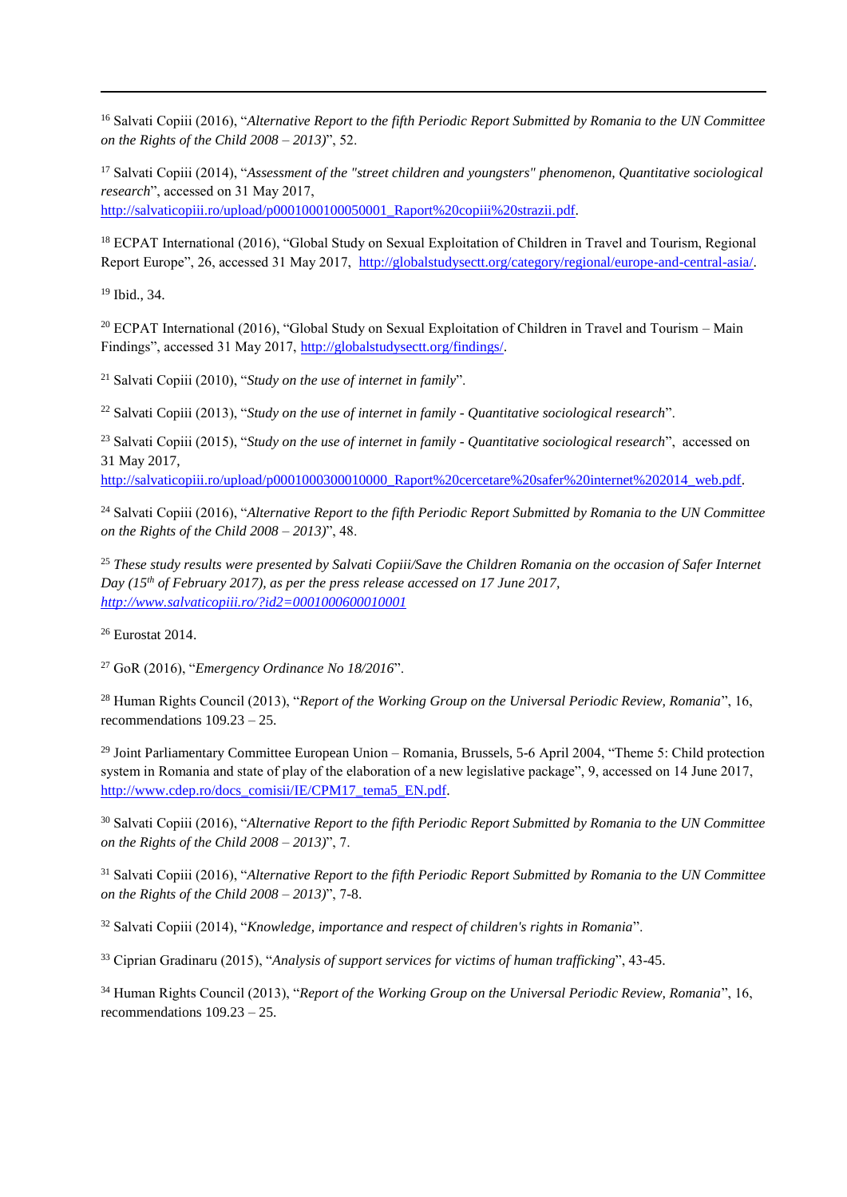[16] Salvati Copiii (2016), "*Alternative Report to the fifth Periodic Report Submitted by Romania to the UN Committee on the Rights of the Child 2008 – 2013)*", 52.

[17] Salvati Copiii (2014), "*Assessment of the "street children and youngsters" phenomenon, Quantitative sociological research*", accessed on 31 May 2017, http://salvaticopiii.ro/upload/p0001000100050001_Raport%20copiii%20strazii.pdf.

[18] ECPAT International (2016), "Global Study on Sexual Exploitation of Children in Travel and Tourism, Regional Report Europe", 26, accessed 31 May 2017, http://globalstudysectt.org/category/regional/europe-and-central-asia/.

[19] Ibid., 34.

[20] ECPAT International (2016), "Global Study on Sexual Exploitation of Children in Travel and Tourism – Main Findings", accessed 31 May 2017, http://globalstudysectt.org/findings/.

[21] Salvati Copiii (2010), "*Study on the use of internet in family*".

[22] Salvati Copiii (2013), "*Study on the use of internet in family - Quantitative sociological research*".

[23] Salvati Copiii (2015), "*Study on the use of internet in family - Quantitative sociological research*", accessed on 31 May 2017, http://salvaticopiii.ro/upload/p0001000300010000_Raport%20cercetare%20safer%20internet%202014_web.pdf.

[24] Salvati Copiii (2016), "*Alternative Report to the fifth Periodic Report Submitted by Romania to the UN Committee on the Rights of the Child 2008 – 2013)*", 48.

[25] *These study results were presented by Salvati Copiii/Save the Children Romania on the occasion of Safer Internet Day (15th of February 2017), as per the press release accessed on 17 June 2017, http://www.salvaticopiii.ro/?id2=0001000600010001*

[26] Eurostat 2014.

[27] GoR (2016), "*Emergency Ordinance No 18/2016*".

[28] Human Rights Council (2013), "*Report of the Working Group on the Universal Periodic Review, Romania*", 16, recommendations 109.23 – 25.

[29] Joint Parliamentary Committee European Union – Romania, Brussels, 5-6 April 2004, "Theme 5: Child protection system in Romania and state of play of the elaboration of a new legislative package", 9, accessed on 14 June 2017, http://www.cdep.ro/docs_comisii/IE/CPM17_tema5_EN.pdf.

[30] Salvati Copiii (2016), "*Alternative Report to the fifth Periodic Report Submitted by Romania to the UN Committee on the Rights of the Child 2008 – 2013)*", 7.

[31] Salvati Copiii (2016), "*Alternative Report to the fifth Periodic Report Submitted by Romania to the UN Committee on the Rights of the Child 2008 – 2013)*", 7-8.

[32] Salvati Copiii (2014), "*Knowledge, importance and respect of children's rights in Romania*".

[33] Ciprian Gradinaru (2015), "*Analysis of support services for victims of human trafficking*", 43-45.

[34] Human Rights Council (2013), "*Report of the Working Group on the Universal Periodic Review, Romania*", 16, recommendations 109.23 – 25.